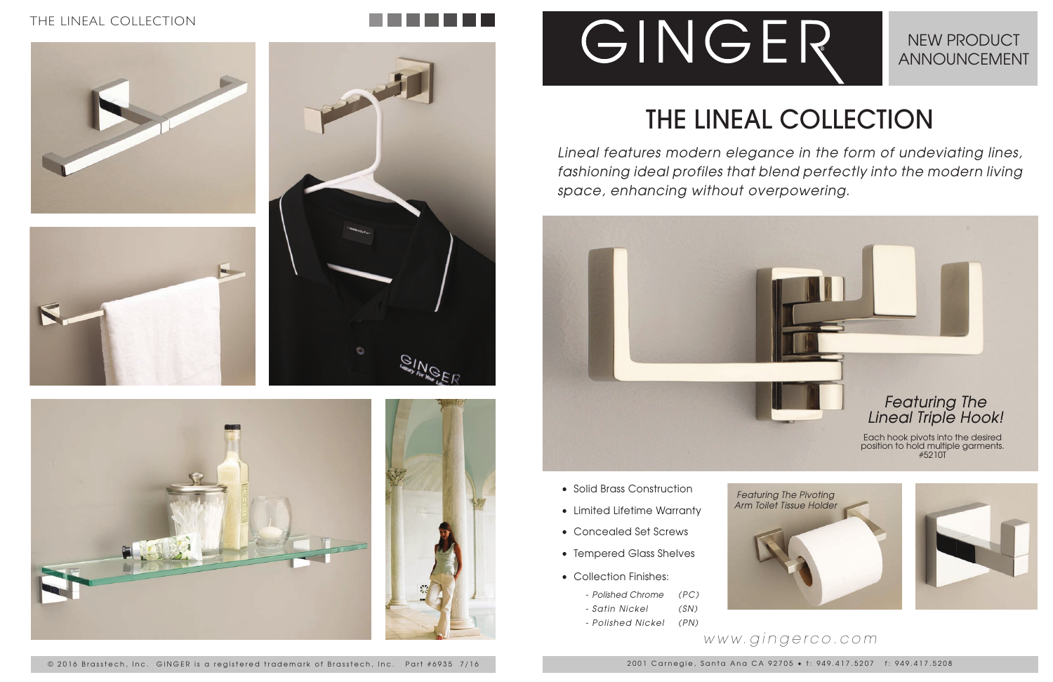THE LINEAL COLLECTION

GINGER

NEW PRODUCT ANNOUNCEMENT

# THE LINEAL COLLECTION

*Lineal features modern elegance in the form of undeviating lines, fashioning ideal profiles that blend perfectly into the modern living space, enhancing without overpowering.*

*Featuring The Lineal Triple Hook!*

Each hook pivots into the desired position to hold multiple garments. #5210T

- Solid Brass Construction
- Limited Lifetime Warranty
- Concealed Set Screws
- Tempered Glass Shelves
- Collection Finishes:
  - *- Polished Chrome (PC)*
  - *- Satin Nickel (SN)*
  - *- Polished Nickel (PN)*

*Featuring The Pivoting Arm Toilet Tissue Holder*

*www.gingerco.com*

© 2016 Brasstech, Inc. GINGER is a registered trademark of Brasstech, Inc. Part #6935 7/16

2001 Carnegie, Santa Ana CA 92705 • t: 949.417.5207 f: 949.417.5208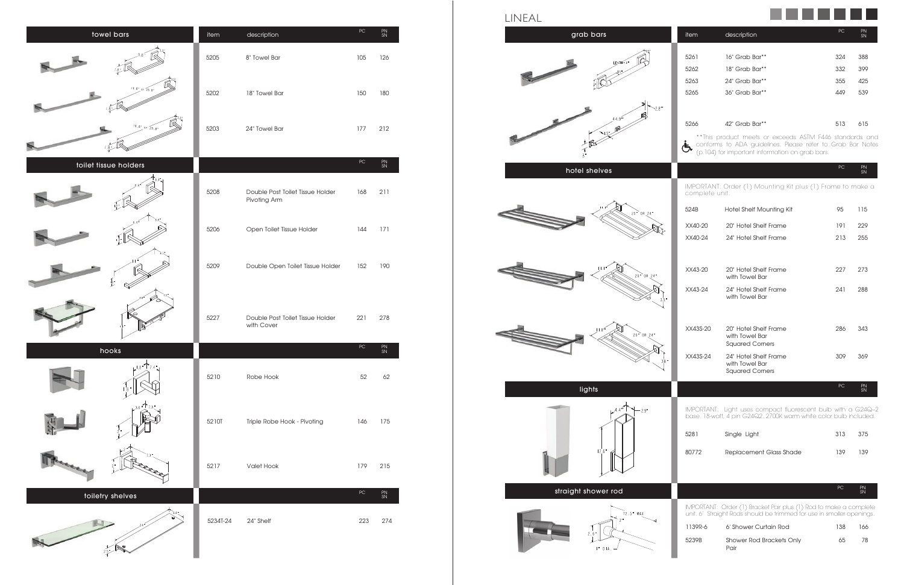| towel bars | item | description | PC | PN SN |
|---|---|---|---|---|
| | 5205 | 8" Towel Bar | 105 | 126 |
| | 5202 | 18" Towel Bar | 150 | 180 |
| | 5203 | 24" Towel Bar | 177 | 212 |

| toilet tissue holders | | | PC | PN SN |
|---|---|---|---|---|
| | 5208 | Double Post Toilet Tissue Holder Pivoting Arm | 168 | 211 |
| | 5206 | Open Toilet Tissue Holder | 144 | 171 |
| | 5209 | Double Open Toilet Tissue Holder | 152 | 190 |
| | 5227 | Double Post Toilet Tissue Holder with Cover | 221 | 278 |

| hooks | | | PC | PN SN |
|---|---|---|---|---|
| | 5210 | Robe Hook | 52 | 62 |
| | 5210T | Triple Robe Hook - Pivoting | 146 | 175 |
| | 5217 | Valet Hook | 179 | 215 |

| toiletry shelves | | | PC | PN SN |
|---|---|---|---|---|
| | 5234T-24 | 24" Shelf | 223 | 274 |

# LINEAL

| grab bars | item | description | PC | PN SN |
|---|---|---|---|---|
| | 5261 | 16" Grab Bar** | 324 | 388 |
| | 5262 | 18" Grab Bar** | 332 | 399 |
| | 5263 | 24" Grab Bar** | 355 | 425 |
| | 5265 | 36" Grab Bar** | 449 | 539 |
| | 5266 | 42" Grab Bar** | 513 | 615 |

**This product meets or exceeds ASTM F446 standards and conforms to ADA guidelines. Please refer to Grab Bar Notes (p.104) for important information on grab bars.

| hotel shelves | | | PC | PN SN |
|---|---|---|---|---|
| | 524B | Hotel Shelf Mounting Kit | 95 | 115 |
| | XX40-20 | 20" Hotel Shelf Frame | 191 | 229 |
| | XX40-24 | 24" Hotel Shelf Frame | 213 | 255 |
| | XX43-20 | 20" Hotel Shelf Frame with Towel Bar | 227 | 273 |
| | XX43-24 | 24" Hotel Shelf Frame with Towel Bar | 241 | 288 |
| | XX43S-20 | 20" Hotel Shelf Frame with Towel Bar Squared Corners | 286 | 343 |
| | XX43S-24 | 24" Hotel Shelf Frame with Towel Bar Squared Corners | 309 | 369 |

IMPORTANT: Order (1) Mounting Kit plus (1) Frame to make a complete unit.

| lights | | | PC | PN SN |
|---|---|---|---|---|
| | 5281 | Single Light | 313 | 375 |
| | 80772 | Replacement Glass Shade | 139 | 139 |

IMPORTANT: Light uses compact fluorescent bulb with a G24Q-2 base. 18-watt, 4 pin G24Q2. 2700K warm white color bulb included.

| straight shower rod | | | PC | PN SN |
|---|---|---|---|---|
| | 1139R-6 | 6' Shower Curtain Rod | 138 | 166 |
| | 5239B | Shower Rod Brackets Only Pair | 65 | 78 |

IMPORTANT: Order (1) Bracket Pair plus (1) Rod to make a complete unit. 6' Straight Rods should be trimmed for use in smaller openings.